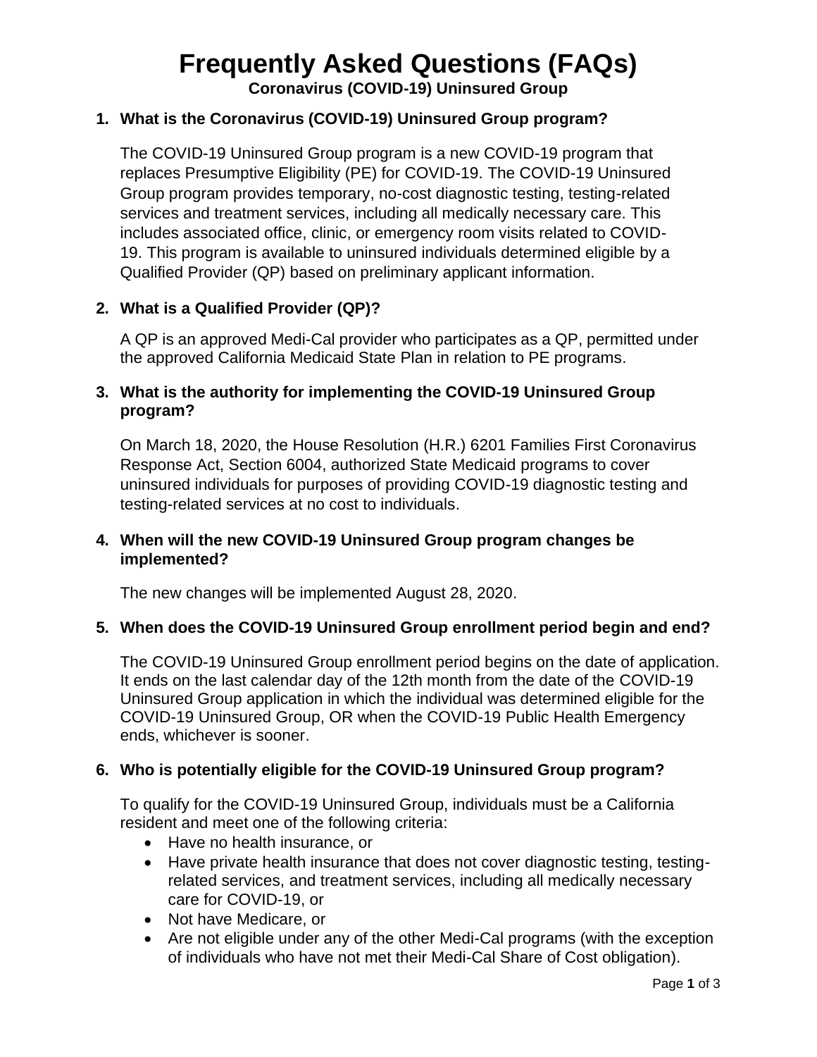# Frequently Asked Questions (FAQs)

**Coronavirus (COVID-19) Uninsured Group**

1. **What is the Coronavirus (COVID-19) Uninsured Group program?**

   The COVID-19 Uninsured Group program is a new COVID-19 program that replaces Presumptive Eligibility (PE) for COVID-19. The COVID-19 Uninsured Group program provides temporary, no-cost diagnostic testing, testing-related services and treatment services, including all medically necessary care. This includes associated office, clinic, or emergency room visits related to COVID-19. This program is available to uninsured individuals determined eligible by a Qualified Provider (QP) based on preliminary applicant information.

2. **What is a Qualified Provider (QP)?**

   A QP is an approved Medi-Cal provider who participates as a QP, permitted under the approved California Medicaid State Plan in relation to PE programs.

3. **What is the authority for implementing the COVID-19 Uninsured Group program?**

   On March 18, 2020, the House Resolution (H.R.) 6201 Families First Coronavirus Response Act, Section 6004, authorized State Medicaid programs to cover uninsured individuals for purposes of providing COVID-19 diagnostic testing and testing-related services at no cost to individuals.

4. **When will the new COVID-19 Uninsured Group program changes be implemented?**

   The new changes will be implemented August 28, 2020.

5. **When does the COVID-19 Uninsured Group enrollment period begin and end?**

   The COVID-19 Uninsured Group enrollment period begins on the date of application. It ends on the last calendar day of the 12th month from the date of the COVID-19 Uninsured Group application in which the individual was determined eligible for the COVID-19 Uninsured Group, OR when the COVID-19 Public Health Emergency ends, whichever is sooner.

6. **Who is potentially eligible for the COVID-19 Uninsured Group program?**

   To qualify for the COVID-19 Uninsured Group, individuals must be a California resident and meet one of the following criteria:

   - Have no health insurance, or
   - Have private health insurance that does not cover diagnostic testing, testing-related services, and treatment services, including all medically necessary care for COVID-19, or
   - Not have Medicare, or
   - Are not eligible under any of the other Medi-Cal programs (with the exception of individuals who have not met their Medi-Cal Share of Cost obligation).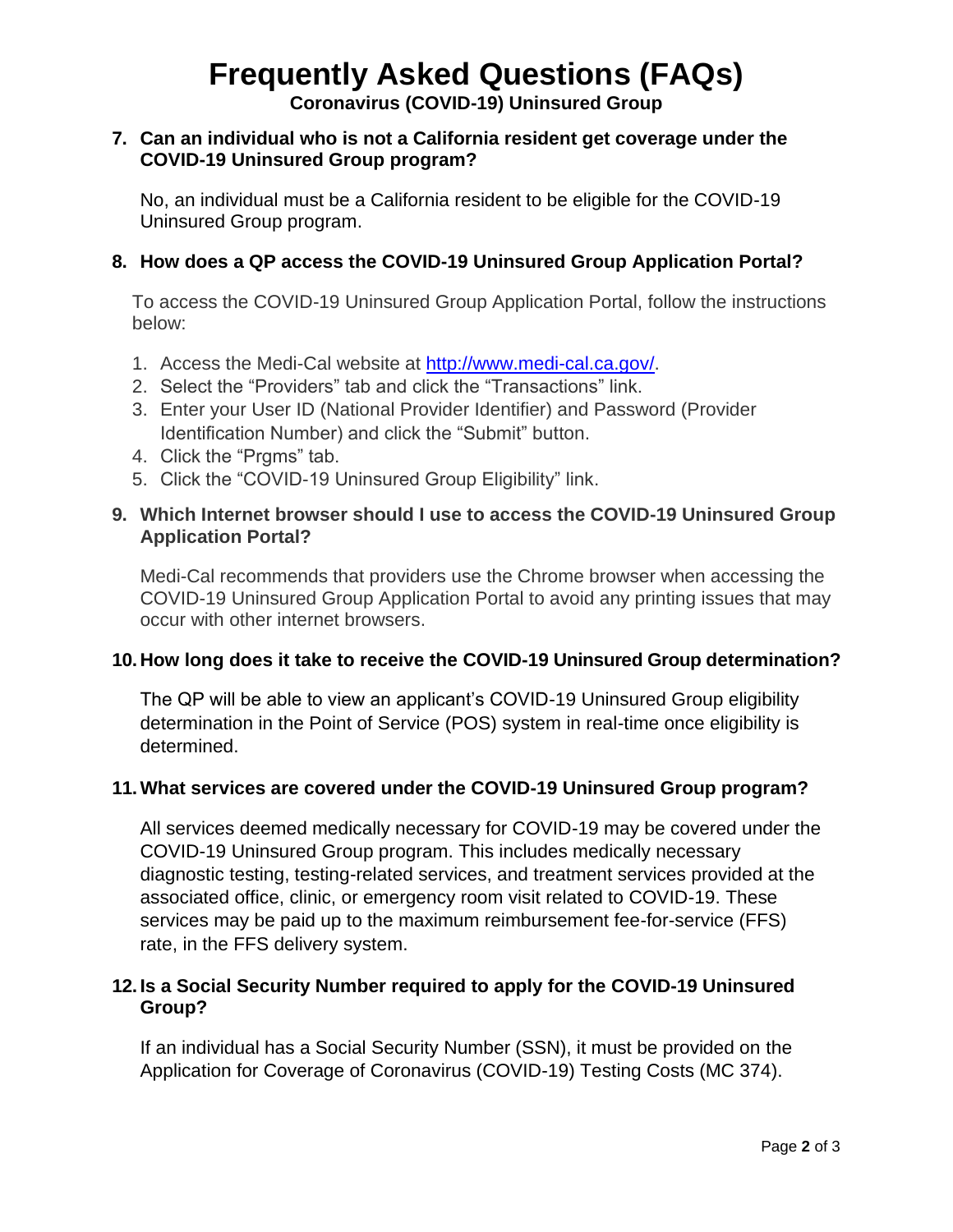# Frequently Asked Questions (FAQs)

**Coronavirus (COVID-19) Uninsured Group**

**7. Can an individual who is not a California resident get coverage under the COVID-19 Uninsured Group program?**

No, an individual must be a California resident to be eligible for the COVID-19 Uninsured Group program.

**8. How does a QP access the COVID-19 Uninsured Group Application Portal?**

To access the COVID-19 Uninsured Group Application Portal, follow the instructions below:

1. Access the Medi-Cal website at [http://www.medi-cal.ca.gov/](http://www.medi-cal.ca.gov/).
2. Select the "Providers" tab and click the "Transactions" link.
3. Enter your User ID (National Provider Identifier) and Password (Provider Identification Number) and click the "Submit" button.
4. Click the "Prgms" tab.
5. Click the "COVID-19 Uninsured Group Eligibility" link.

**9. Which Internet browser should I use to access the COVID-19 Uninsured Group Application Portal?**

Medi-Cal recommends that providers use the Chrome browser when accessing the COVID-19 Uninsured Group Application Portal to avoid any printing issues that may occur with other internet browsers.

**10. How long does it take to receive the COVID-19 Uninsured Group determination?**

The QP will be able to view an applicant's COVID-19 Uninsured Group eligibility determination in the Point of Service (POS) system in real-time once eligibility is determined.

**11. What services are covered under the COVID-19 Uninsured Group program?**

All services deemed medically necessary for COVID-19 may be covered under the COVID-19 Uninsured Group program. This includes medically necessary diagnostic testing, testing-related services, and treatment services provided at the associated office, clinic, or emergency room visit related to COVID-19. These services may be paid up to the maximum reimbursement fee-for-service (FFS) rate, in the FFS delivery system.

**12. Is a Social Security Number required to apply for the COVID-19 Uninsured Group?**

If an individual has a Social Security Number (SSN), it must be provided on the Application for Coverage of Coronavirus (COVID-19) Testing Costs (MC 374).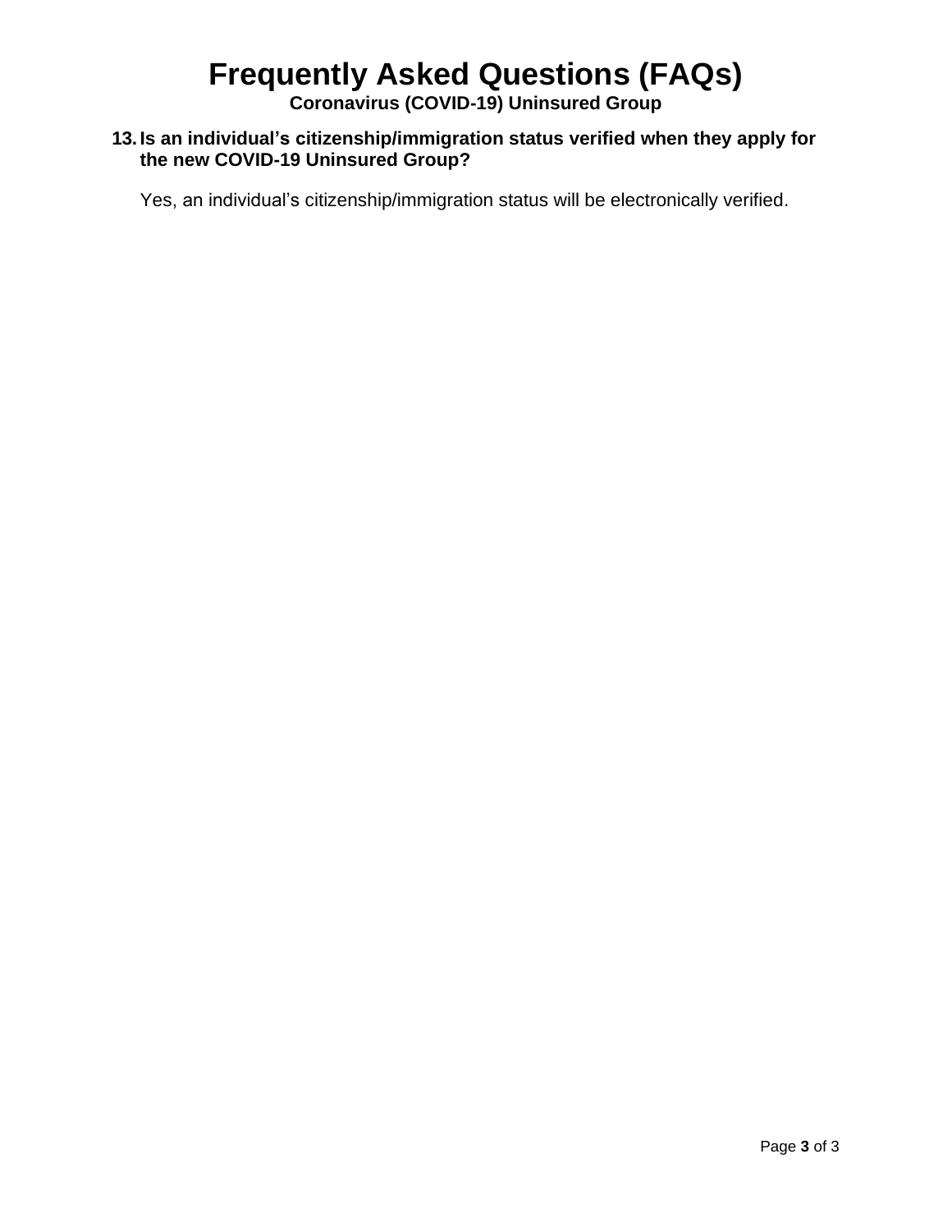# Frequently Asked Questions (FAQs)

**Coronavirus (COVID-19) Uninsured Group**

13. **Is an individual's citizenship/immigration status verified when they apply for the new COVID-19 Uninsured Group?**

    Yes, an individual's citizenship/immigration status will be electronically verified.